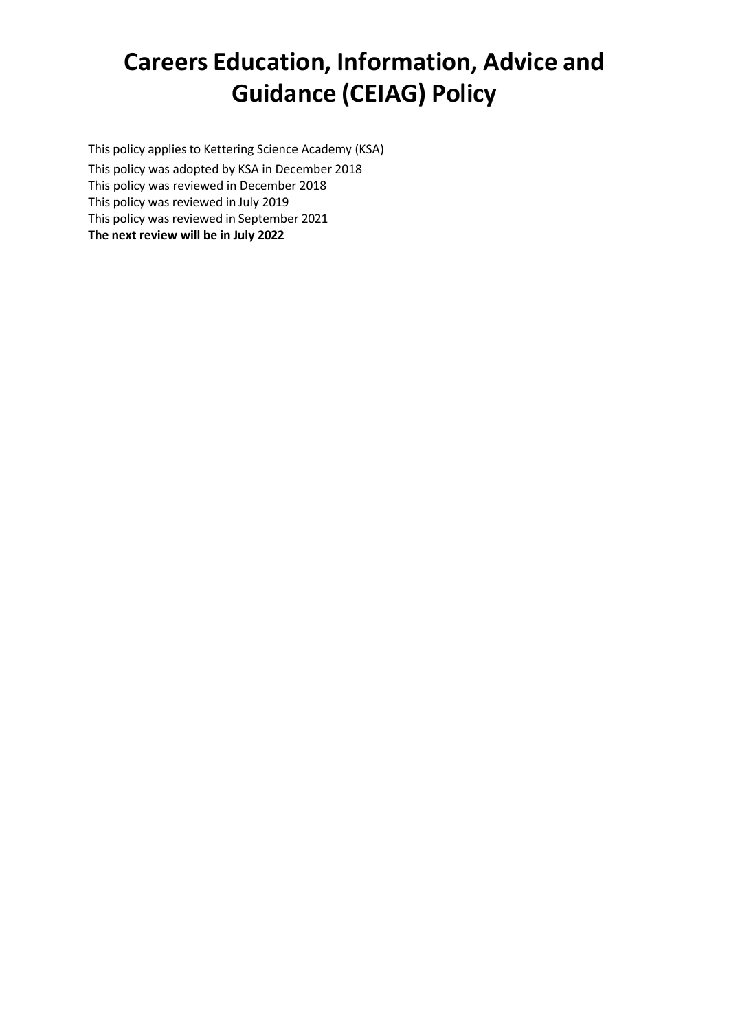# Careers Education, Information, Advice and Guidance (CEIAG) Policy

This policy applies to Kettering Science Academy (KSA)

This policy was adopted by KSA in December 2018
This policy was reviewed in December 2018
This policy was reviewed in July 2019
This policy was reviewed in September 2021
**The next review will be in July 2022**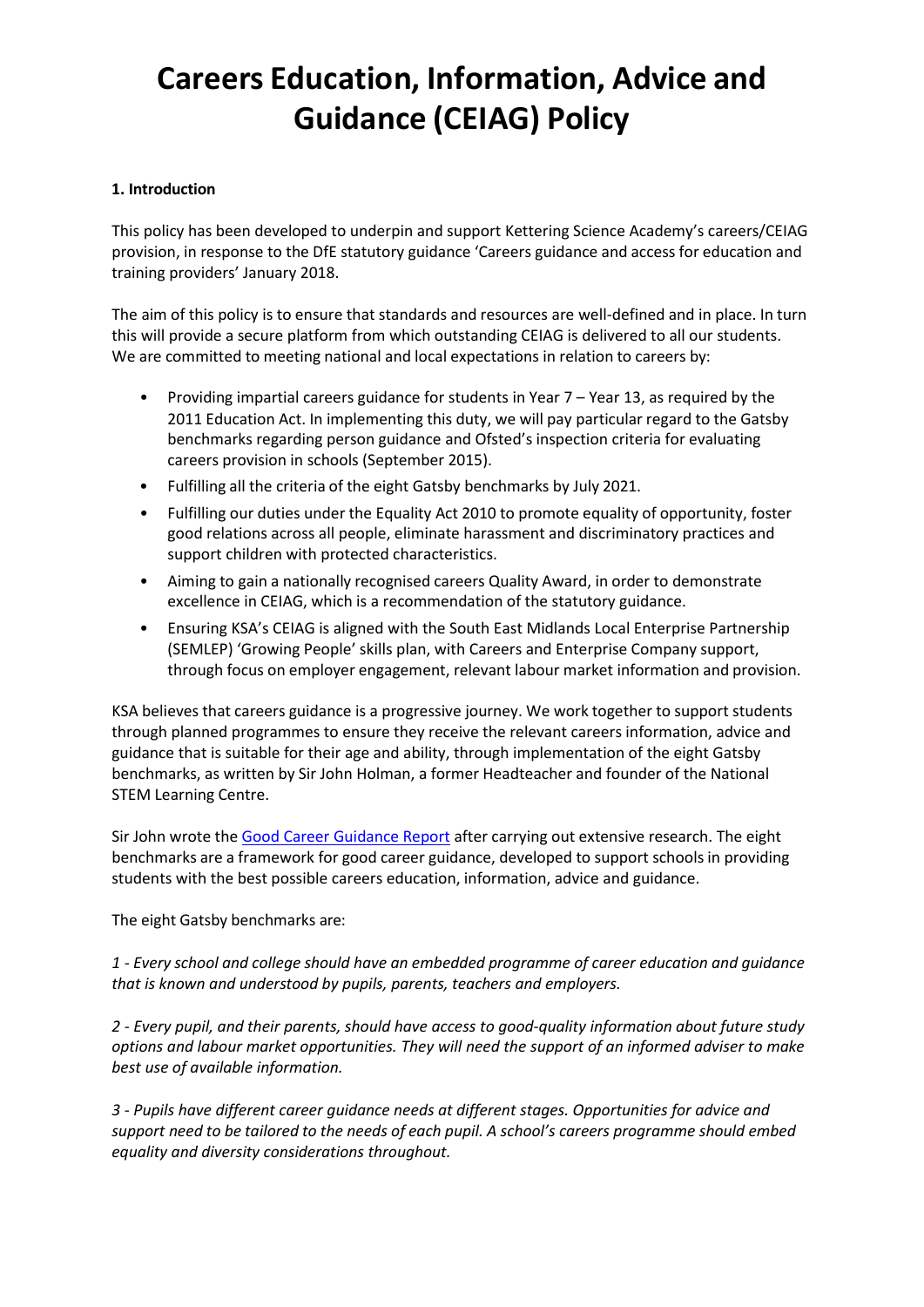# Careers Education, Information, Advice and Guidance (CEIAG) Policy

**1. Introduction**

This policy has been developed to underpin and support Kettering Science Academy's careers/CEIAG provision, in response to the DfE statutory guidance 'Careers guidance and access for education and training providers' January 2018.

The aim of this policy is to ensure that standards and resources are well-defined and in place. In turn this will provide a secure platform from which outstanding CEIAG is delivered to all our students. We are committed to meeting national and local expectations in relation to careers by:

- Providing impartial careers guidance for students in Year 7 – Year 13, as required by the 2011 Education Act. In implementing this duty, we will pay particular regard to the Gatsby benchmarks regarding person guidance and Ofsted's inspection criteria for evaluating careers provision in schools (September 2015).
- Fulfilling all the criteria of the eight Gatsby benchmarks by July 2021.
- Fulfilling our duties under the Equality Act 2010 to promote equality of opportunity, foster good relations across all people, eliminate harassment and discriminatory practices and support children with protected characteristics.
- Aiming to gain a nationally recognised careers Quality Award, in order to demonstrate excellence in CEIAG, which is a recommendation of the statutory guidance.
- Ensuring KSA's CEIAG is aligned with the South East Midlands Local Enterprise Partnership (SEMLEP) 'Growing People' skills plan, with Careers and Enterprise Company support, through focus on employer engagement, relevant labour market information and provision.

KSA believes that careers guidance is a progressive journey. We work together to support students through planned programmes to ensure they receive the relevant careers information, advice and guidance that is suitable for their age and ability, through implementation of the eight Gatsby benchmarks, as written by Sir John Holman, a former Headteacher and founder of the National STEM Learning Centre.

Sir John wrote the Good Career Guidance Report after carrying out extensive research. The eight benchmarks are a framework for good career guidance, developed to support schools in providing students with the best possible careers education, information, advice and guidance.

The eight Gatsby benchmarks are:

*1 - Every school and college should have an embedded programme of career education and guidance that is known and understood by pupils, parents, teachers and employers.*

*2 - Every pupil, and their parents, should have access to good-quality information about future study options and labour market opportunities. They will need the support of an informed adviser to make best use of available information.*

*3 - Pupils have different career guidance needs at different stages. Opportunities for advice and support need to be tailored to the needs of each pupil. A school's careers programme should embed equality and diversity considerations throughout.*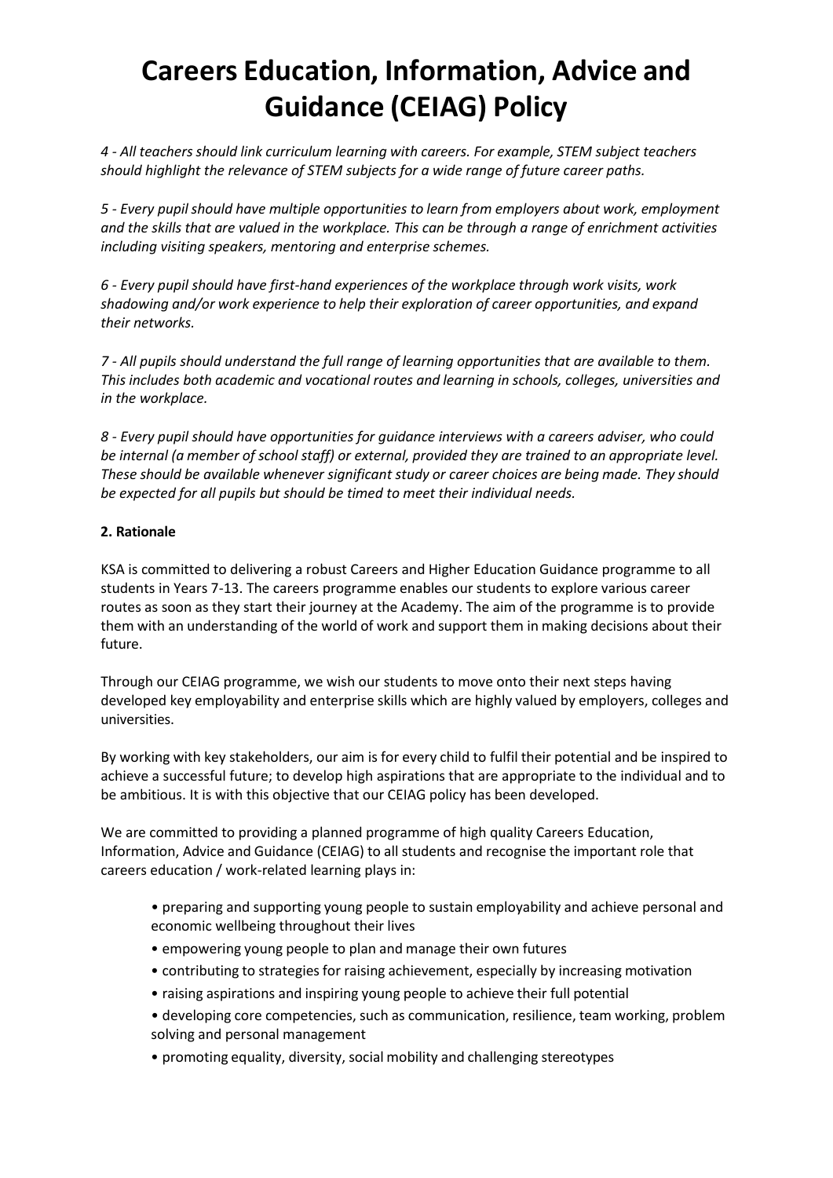# Careers Education, Information, Advice and Guidance (CEIAG) Policy

*4 - All teachers should link curriculum learning with careers. For example, STEM subject teachers should highlight the relevance of STEM subjects for a wide range of future career paths.*

*5 - Every pupil should have multiple opportunities to learn from employers about work, employment and the skills that are valued in the workplace. This can be through a range of enrichment activities including visiting speakers, mentoring and enterprise schemes.*

*6 - Every pupil should have first-hand experiences of the workplace through work visits, work shadowing and/or work experience to help their exploration of career opportunities, and expand their networks.*

*7 - All pupils should understand the full range of learning opportunities that are available to them. This includes both academic and vocational routes and learning in schools, colleges, universities and in the workplace.*

*8 - Every pupil should have opportunities for guidance interviews with a careers adviser, who could be internal (a member of school staff) or external, provided they are trained to an appropriate level. These should be available whenever significant study or career choices are being made. They should be expected for all pupils but should be timed to meet their individual needs.*

**2. Rationale**

KSA is committed to delivering a robust Careers and Higher Education Guidance programme to all students in Years 7-13. The careers programme enables our students to explore various career routes as soon as they start their journey at the Academy. The aim of the programme is to provide them with an understanding of the world of work and support them in making decisions about their future.

Through our CEIAG programme, we wish our students to move onto their next steps having developed key employability and enterprise skills which are highly valued by employers, colleges and universities.

By working with key stakeholders, our aim is for every child to fulfil their potential and be inspired to achieve a successful future; to develop high aspirations that are appropriate to the individual and to be ambitious. It is with this objective that our CEIAG policy has been developed.

We are committed to providing a planned programme of high quality Careers Education, Information, Advice and Guidance (CEIAG) to all students and recognise the important role that careers education / work-related learning plays in:

- preparing and supporting young people to sustain employability and achieve personal and economic wellbeing throughout their lives
- empowering young people to plan and manage their own futures
- contributing to strategies for raising achievement, especially by increasing motivation
- raising aspirations and inspiring young people to achieve their full potential
- developing core competencies, such as communication, resilience, team working, problem solving and personal management
- promoting equality, diversity, social mobility and challenging stereotypes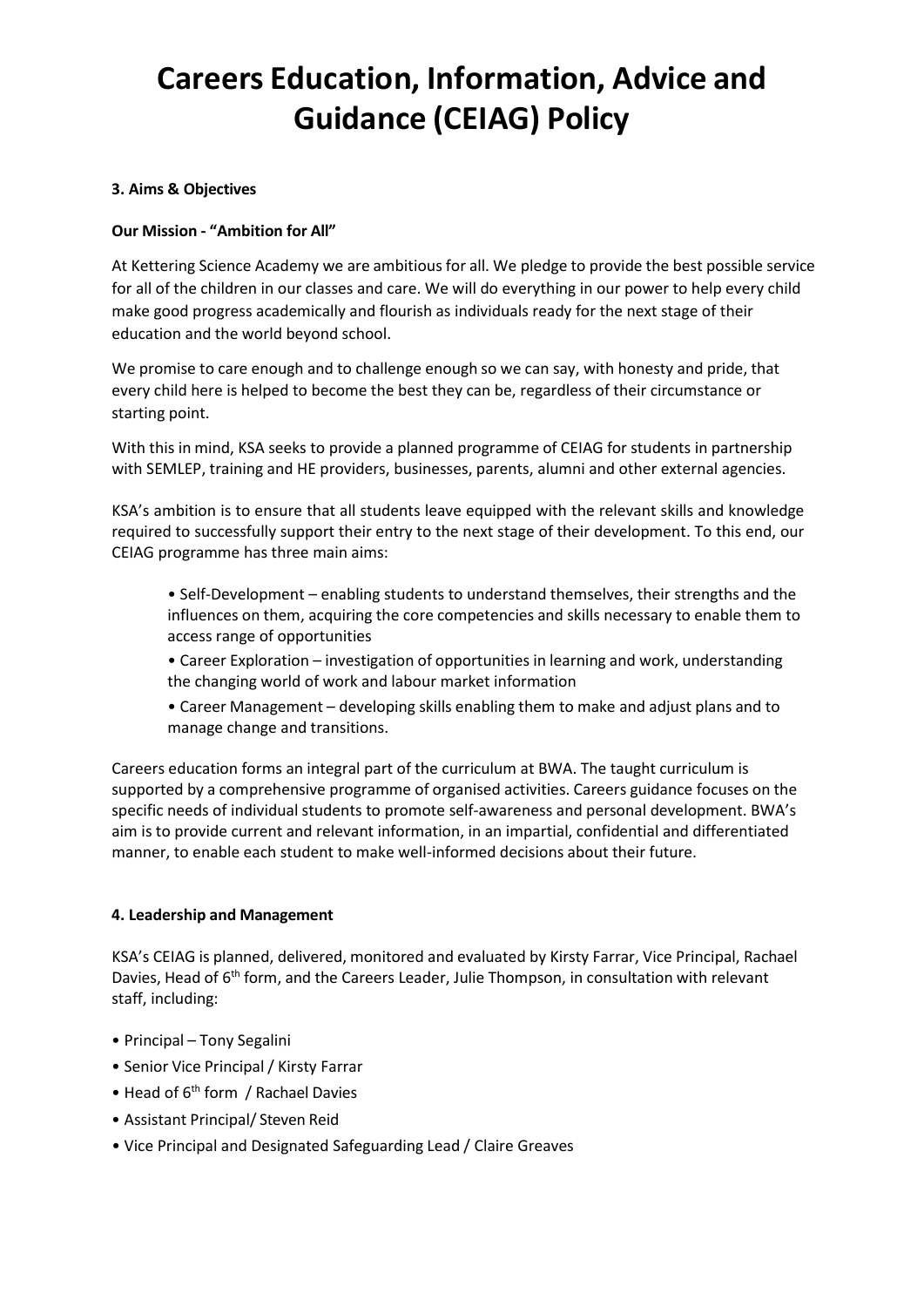# Careers Education, Information, Advice and Guidance (CEIAG) Policy

**3. Aims & Objectives**

**Our Mission - "Ambition for All"**

At Kettering Science Academy we are ambitious for all. We pledge to provide the best possible service for all of the children in our classes and care. We will do everything in our power to help every child make good progress academically and flourish as individuals ready for the next stage of their education and the world beyond school.

We promise to care enough and to challenge enough so we can say, with honesty and pride, that every child here is helped to become the best they can be, regardless of their circumstance or starting point.

With this in mind, KSA seeks to provide a planned programme of CEIAG for students in partnership with SEMLEP, training and HE providers, businesses, parents, alumni and other external agencies.

KSA's ambition is to ensure that all students leave equipped with the relevant skills and knowledge required to successfully support their entry to the next stage of their development. To this end, our CEIAG programme has three main aims:

- Self-Development – enabling students to understand themselves, their strengths and the influences on them, acquiring the core competencies and skills necessary to enable them to access range of opportunities
- Career Exploration – investigation of opportunities in learning and work, understanding the changing world of work and labour market information
- Career Management – developing skills enabling them to make and adjust plans and to manage change and transitions.

Careers education forms an integral part of the curriculum at BWA. The taught curriculum is supported by a comprehensive programme of organised activities. Careers guidance focuses on the specific needs of individual students to promote self-awareness and personal development. BWA's aim is to provide current and relevant information, in an impartial, confidential and differentiated manner, to enable each student to make well-informed decisions about their future.

**4. Leadership and Management**

KSA's CEIAG is planned, delivered, monitored and evaluated by Kirsty Farrar, Vice Principal, Rachael Davies, Head of 6th form, and the Careers Leader, Julie Thompson, in consultation with relevant staff, including:

- Principal – Tony Segalini
- Senior Vice Principal / Kirsty Farrar
- Head of 6th form / Rachael Davies
- Assistant Principal/ Steven Reid
- Vice Principal and Designated Safeguarding Lead / Claire Greaves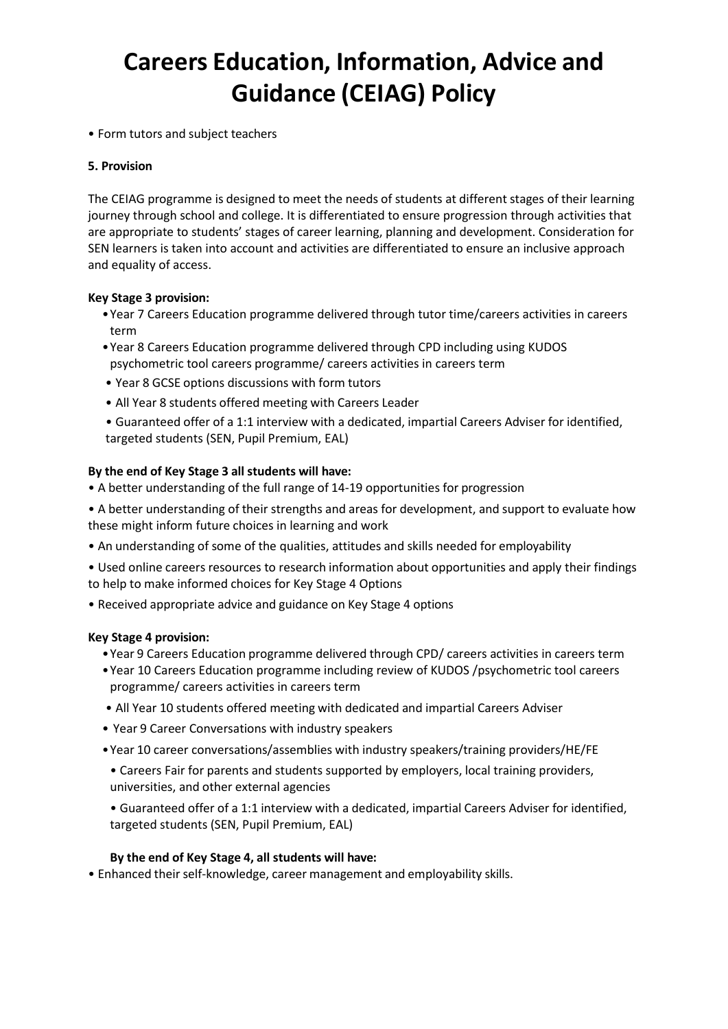# Careers Education, Information, Advice and Guidance (CEIAG) Policy

- Form tutors and subject teachers

**5. Provision**

The CEIAG programme is designed to meet the needs of students at different stages of their learning journey through school and college. It is differentiated to ensure progression through activities that are appropriate to students' stages of career learning, planning and development. Consideration for SEN learners is taken into account and activities are differentiated to ensure an inclusive approach and equality of access.

**Key Stage 3 provision:**

- Year 7 Careers Education programme delivered through tutor time/careers activities in careers term
- Year 8 Careers Education programme delivered through CPD including using KUDOS psychometric tool careers programme/ careers activities in careers term
- Year 8 GCSE options discussions with form tutors
- All Year 8 students offered meeting with Careers Leader
- Guaranteed offer of a 1:1 interview with a dedicated, impartial Careers Adviser for identified, targeted students (SEN, Pupil Premium, EAL)

**By the end of Key Stage 3 all students will have:**

- A better understanding of the full range of 14-19 opportunities for progression
- A better understanding of their strengths and areas for development, and support to evaluate how these might inform future choices in learning and work
- An understanding of some of the qualities, attitudes and skills needed for employability
- Used online careers resources to research information about opportunities and apply their findings to help to make informed choices for Key Stage 4 Options
- Received appropriate advice and guidance on Key Stage 4 options

**Key Stage 4 provision:**

- Year 9 Careers Education programme delivered through CPD/ careers activities in careers term
- Year 10 Careers Education programme including review of KUDOS /psychometric tool careers programme/ careers activities in careers term
- All Year 10 students offered meeting with dedicated and impartial Careers Adviser
- Year 9 Career Conversations with industry speakers
- Year 10 career conversations/assemblies with industry speakers/training providers/HE/FE
- Careers Fair for parents and students supported by employers, local training providers, universities, and other external agencies
- Guaranteed offer of a 1:1 interview with a dedicated, impartial Careers Adviser for identified, targeted students (SEN, Pupil Premium, EAL)

**By the end of Key Stage 4, all students will have:**

- Enhanced their self-knowledge, career management and employability skills.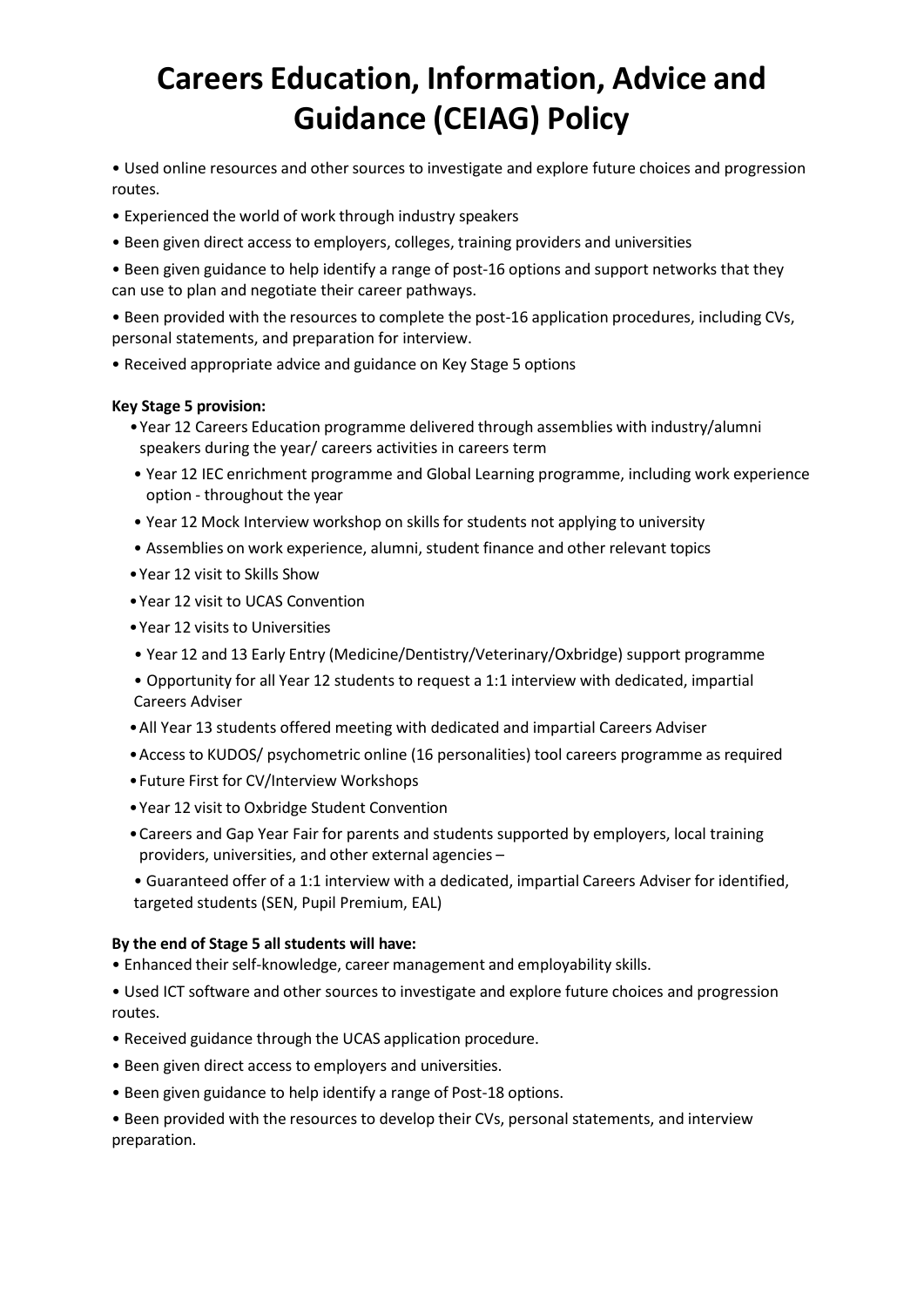# Careers Education, Information, Advice and Guidance (CEIAG) Policy

- Used online resources and other sources to investigate and explore future choices and progression routes.
- Experienced the world of work through industry speakers
- Been given direct access to employers, colleges, training providers and universities
- Been given guidance to help identify a range of post-16 options and support networks that they can use to plan and negotiate their career pathways.
- Been provided with the resources to complete the post-16 application procedures, including CVs, personal statements, and preparation for interview.
- Received appropriate advice and guidance on Key Stage 5 options

**Key Stage 5 provision:**

- Year 12 Careers Education programme delivered through assemblies with industry/alumni speakers during the year/ careers activities in careers term
- Year 12 IEC enrichment programme and Global Learning programme, including work experience option - throughout the year
- Year 12 Mock Interview workshop on skills for students not applying to university
- Assemblies on work experience, alumni, student finance and other relevant topics
- Year 12 visit to Skills Show
- Year 12 visit to UCAS Convention
- Year 12 visits to Universities
- Year 12 and 13 Early Entry (Medicine/Dentistry/Veterinary/Oxbridge) support programme
- Opportunity for all Year 12 students to request a 1:1 interview with dedicated, impartial Careers Adviser
- All Year 13 students offered meeting with dedicated and impartial Careers Adviser
- Access to KUDOS/ psychometric online (16 personalities) tool careers programme as required
- Future First for CV/Interview Workshops
- Year 12 visit to Oxbridge Student Convention
- Careers and Gap Year Fair for parents and students supported by employers, local training providers, universities, and other external agencies –
- Guaranteed offer of a 1:1 interview with a dedicated, impartial Careers Adviser for identified, targeted students (SEN, Pupil Premium, EAL)

**By the end of Stage 5 all students will have:**

- Enhanced their self-knowledge, career management and employability skills.
- Used ICT software and other sources to investigate and explore future choices and progression routes.
- Received guidance through the UCAS application procedure.
- Been given direct access to employers and universities.
- Been given guidance to help identify a range of Post-18 options.
- Been provided with the resources to develop their CVs, personal statements, and interview preparation.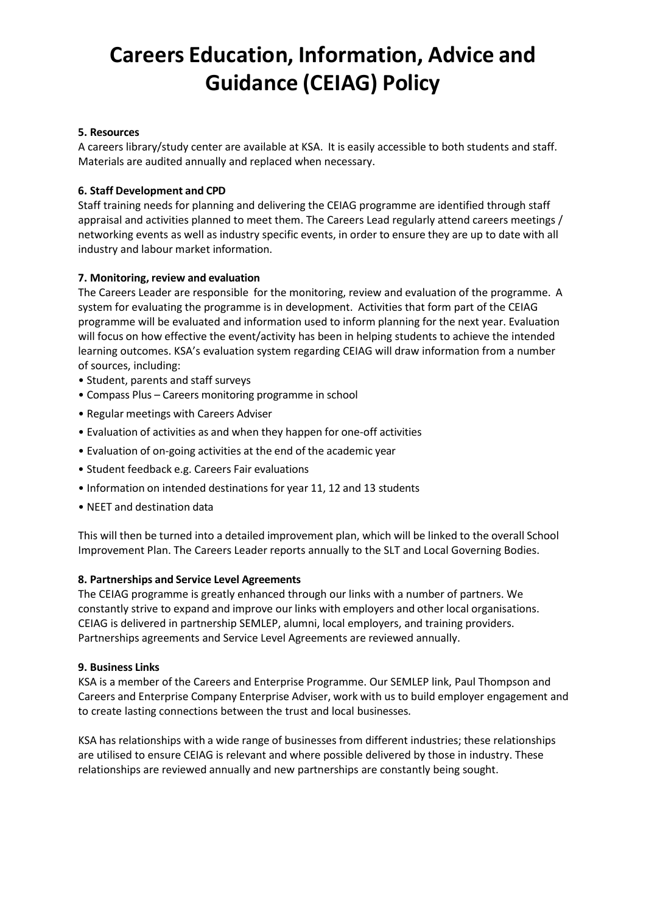# Careers Education, Information, Advice and Guidance (CEIAG) Policy

**5. Resources**

A careers library/study center are available at KSA. It is easily accessible to both students and staff. Materials are audited annually and replaced when necessary.

**6. Staff Development and CPD**

Staff training needs for planning and delivering the CEIAG programme are identified through staff appraisal and activities planned to meet them. The Careers Lead regularly attend careers meetings / networking events as well as industry specific events, in order to ensure they are up to date with all industry and labour market information.

**7. Monitoring, review and evaluation**

The Careers Leader are responsible for the monitoring, review and evaluation of the programme. A system for evaluating the programme is in development. Activities that form part of the CEIAG programme will be evaluated and information used to inform planning for the next year. Evaluation will focus on how effective the event/activity has been in helping students to achieve the intended learning outcomes. KSA's evaluation system regarding CEIAG will draw information from a number of sources, including:

- Student, parents and staff surveys
- Compass Plus – Careers monitoring programme in school
- Regular meetings with Careers Adviser
- Evaluation of activities as and when they happen for one-off activities
- Evaluation of on-going activities at the end of the academic year
- Student feedback e.g. Careers Fair evaluations
- Information on intended destinations for year 11, 12 and 13 students
- NEET and destination data

This will then be turned into a detailed improvement plan, which will be linked to the overall School Improvement Plan. The Careers Leader reports annually to the SLT and Local Governing Bodies.

**8. Partnerships and Service Level Agreements**

The CEIAG programme is greatly enhanced through our links with a number of partners. We constantly strive to expand and improve our links with employers and other local organisations. CEIAG is delivered in partnership SEMLEP, alumni, local employers, and training providers. Partnerships agreements and Service Level Agreements are reviewed annually.

**9. Business Links**

KSA is a member of the Careers and Enterprise Programme. Our SEMLEP link, Paul Thompson and Careers and Enterprise Company Enterprise Adviser, work with us to build employer engagement and to create lasting connections between the trust and local businesses.

KSA has relationships with a wide range of businesses from different industries; these relationships are utilised to ensure CEIAG is relevant and where possible delivered by those in industry. These relationships are reviewed annually and new partnerships are constantly being sought.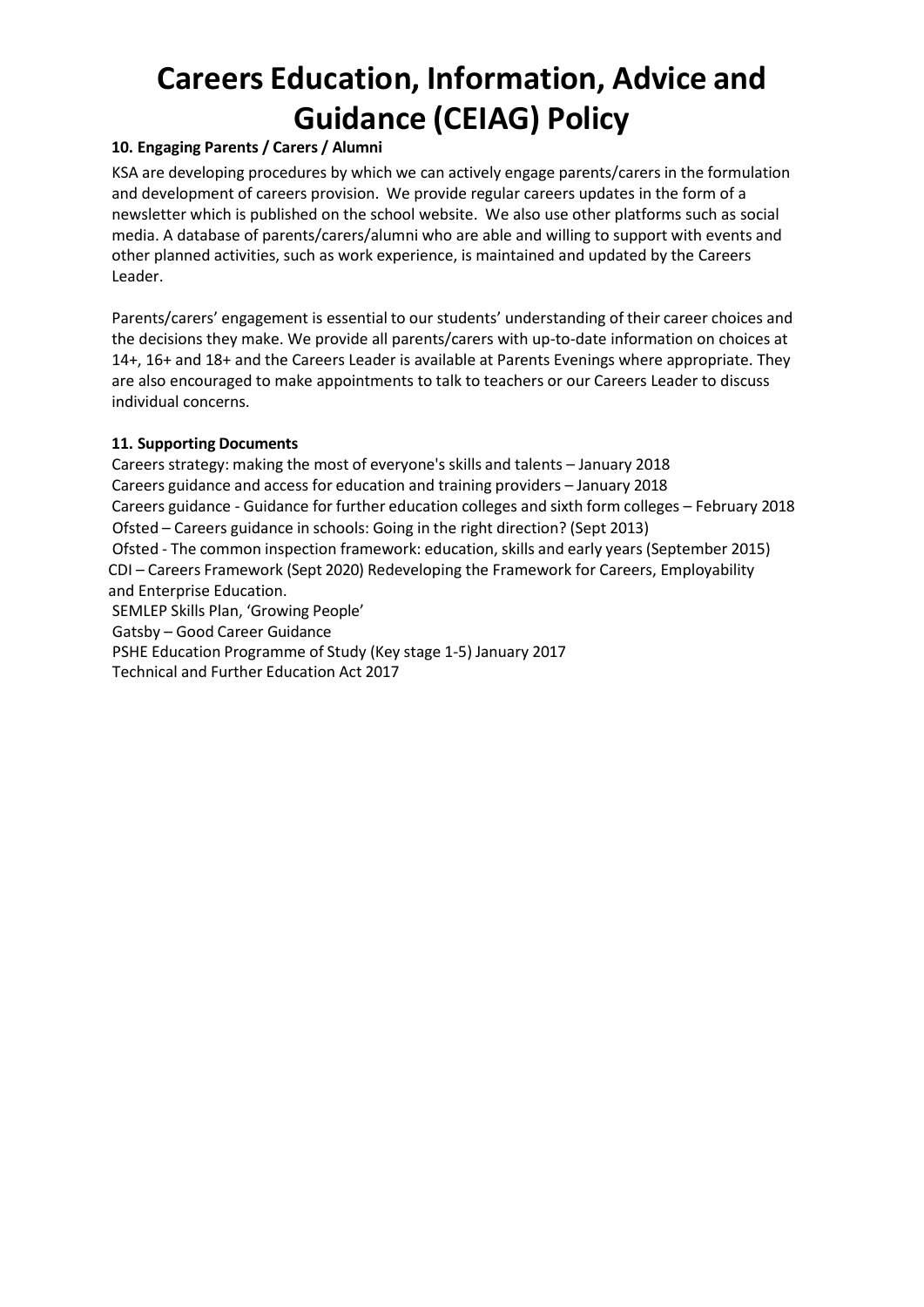# Careers Education, Information, Advice and Guidance (CEIAG) Policy

**10. Engaging Parents / Carers / Alumni**

KSA are developing procedures by which we can actively engage parents/carers in the formulation and development of careers provision. We provide regular careers updates in the form of a newsletter which is published on the school website. We also use other platforms such as social media. A database of parents/carers/alumni who are able and willing to support with events and other planned activities, such as work experience, is maintained and updated by the Careers Leader.

Parents/carers' engagement is essential to our students' understanding of their career choices and the decisions they make. We provide all parents/carers with up-to-date information on choices at 14+, 16+ and 18+ and the Careers Leader is available at Parents Evenings where appropriate. They are also encouraged to make appointments to talk to teachers or our Careers Leader to discuss individual concerns.

**11. Supporting Documents**

Careers strategy: making the most of everyone's skills and talents – January 2018
Careers guidance and access for education and training providers – January 2018
Careers guidance - Guidance for further education colleges and sixth form colleges – February 2018
Ofsted – Careers guidance in schools: Going in the right direction? (Sept 2013)
Ofsted - The common inspection framework: education, skills and early years (September 2015)
CDI – Careers Framework (Sept 2020) Redeveloping the Framework for Careers, Employability and Enterprise Education.
SEMLEP Skills Plan, 'Growing People'
Gatsby – Good Career Guidance
PSHE Education Programme of Study (Key stage 1-5) January 2017
Technical and Further Education Act 2017